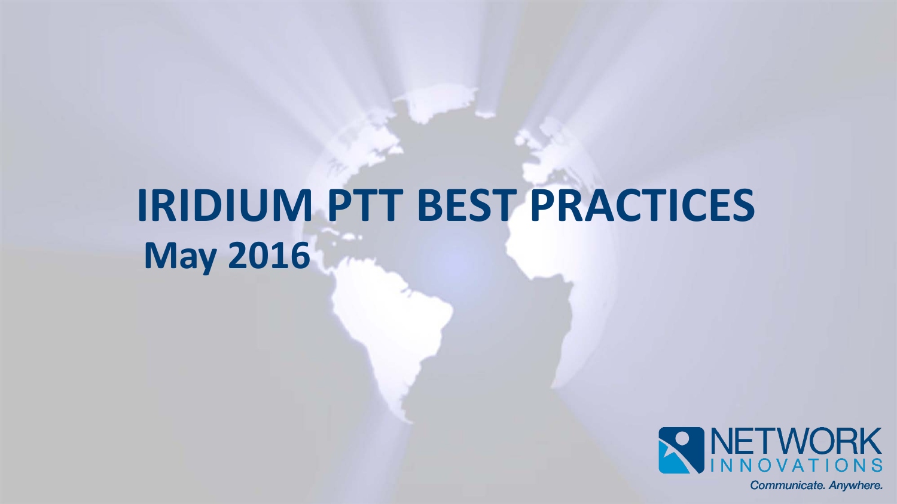# IRIDIUM PTT BEST PRACTICES

## May 2016

NETWORK INNOVATIONS

*Communicate. Anywhere.*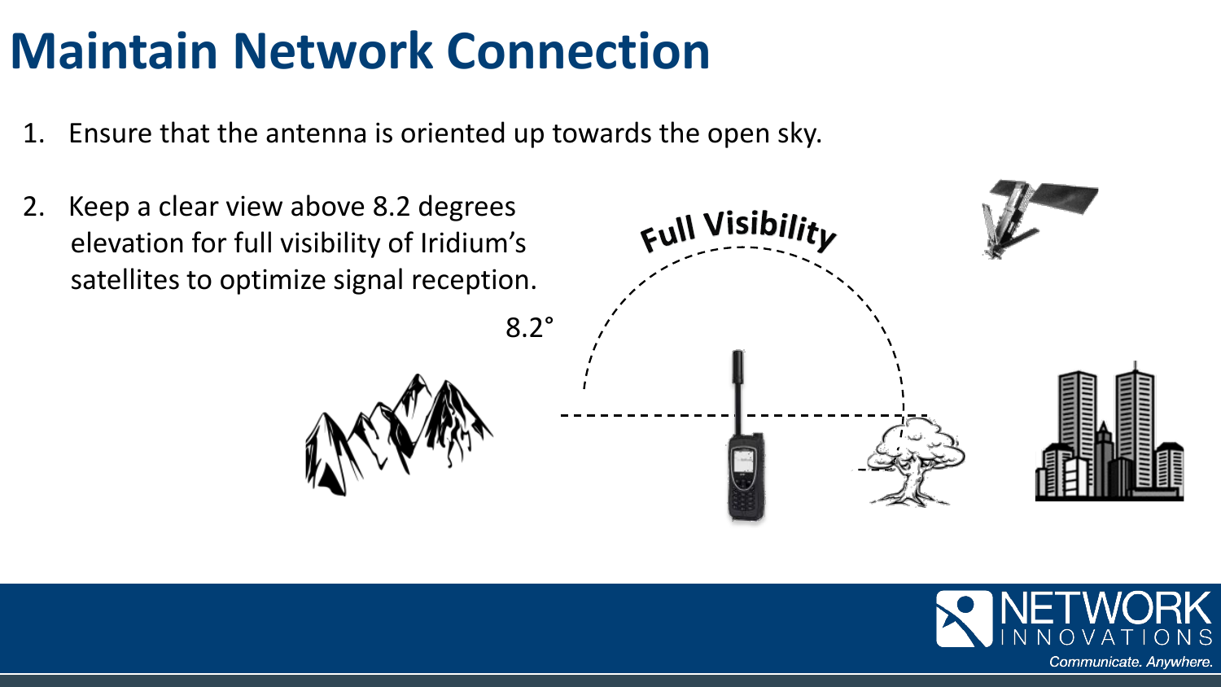# Maintain Network Connection

1. Ensure that the antenna is oriented up towards the open sky.
2. Keep a clear view above 8.2 degrees elevation for full visibility of Iridium's satellites to optimize signal reception.

Full Visibility

8.2°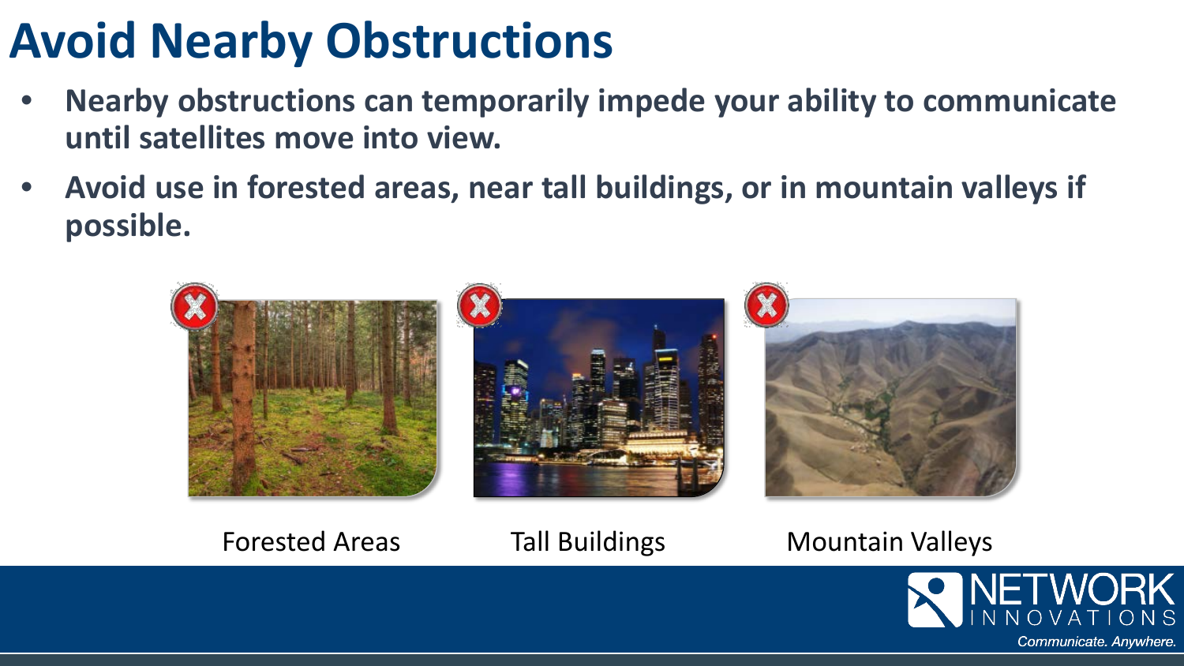# Avoid Nearby Obstructions

- **Nearby obstructions can temporarily impede your ability to communicate until satellites move into view.**
- **Avoid use in forested areas, near tall buildings, or in mountain valleys if possible.**

Forested Areas

Tall Buildings

Mountain Valleys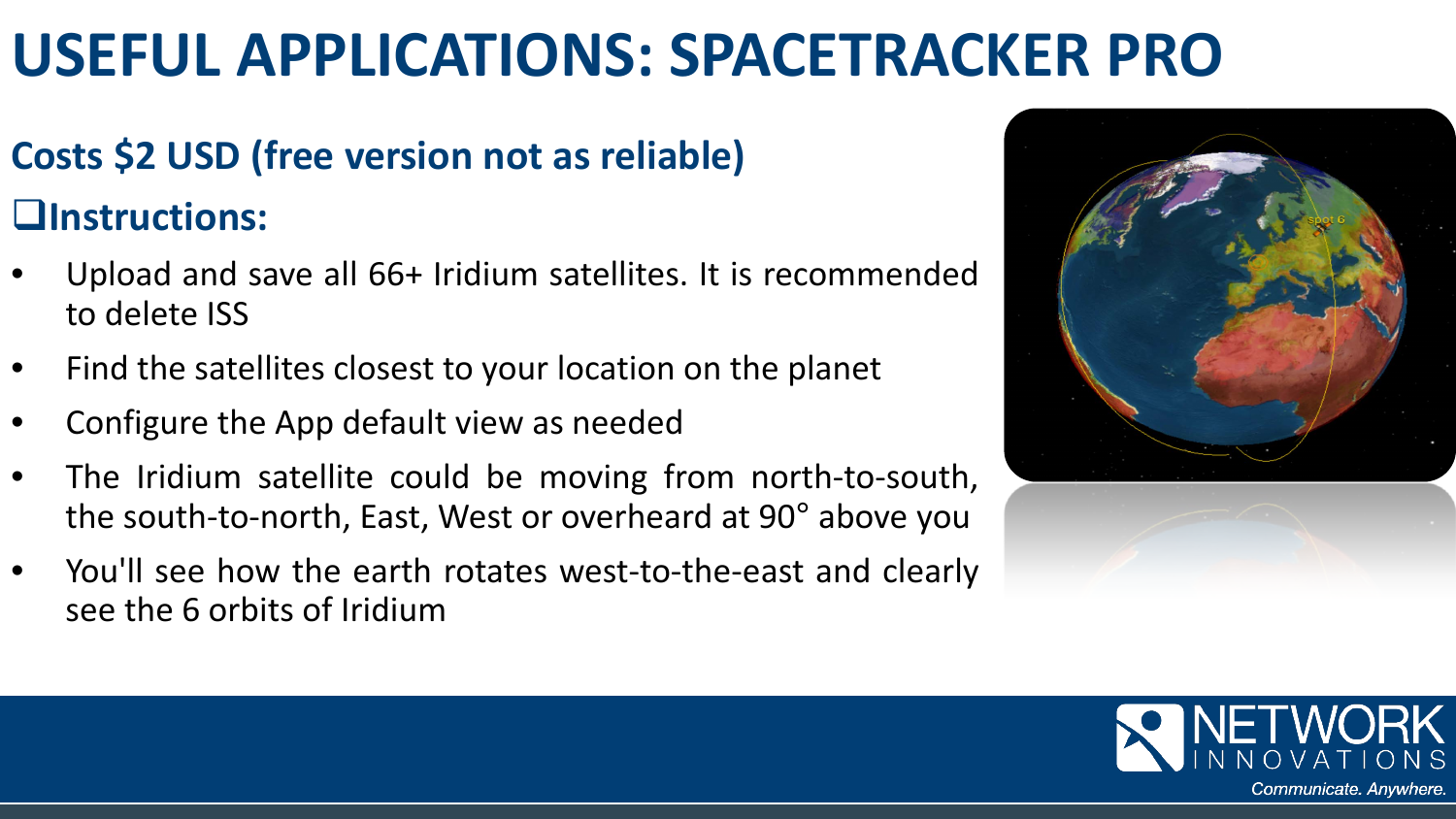# USEFUL APPLICATIONS: SPACETRACKER PRO

## Costs $2 USD (free version not as reliable)

## ❑Instructions:

- Upload and save all 66+ Iridium satellites. It is recommended to delete ISS
- Find the satellites closest to your location on the planet
- Configure the App default view as needed
- The Iridium satellite could be moving from north-to-south, the south-to-north, East, West or overheard at 90° above you
- You'll see how the earth rotates west-to-the-east and clearly see the 6 orbits of Iridium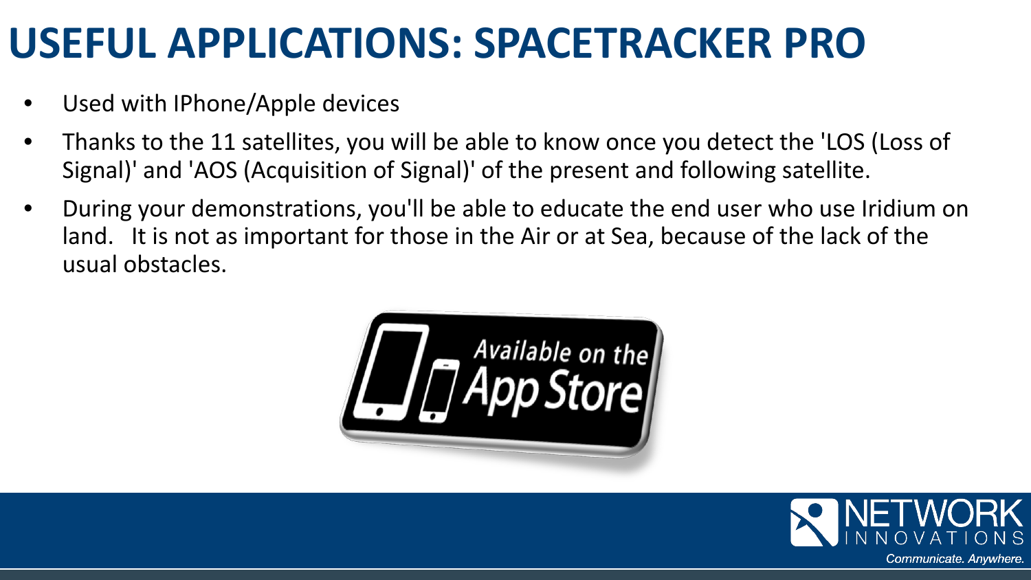# USEFUL APPLICATIONS: SPACETRACKER PRO

- Used with IPhone/Apple devices
- Thanks to the 11 satellites, you will be able to know once you detect the 'LOS (Loss of Signal)' and 'AOS (Acquisition of Signal)' of the present and following satellite.
- During your demonstrations, you'll be able to educate the end user who use Iridium on land. It is not as important for those in the Air or at Sea, because of the lack of the usual obstacles.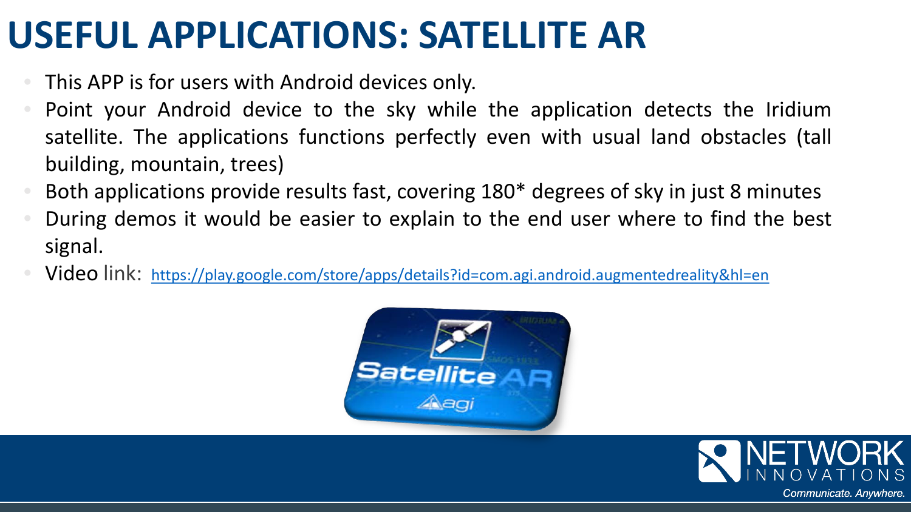# USEFUL APPLICATIONS: SATELLITE AR

- This APP is for users with Android devices only.
- Point your Android device to the sky while the application detects the Iridium satellite. The applications functions perfectly even with usual land obstacles (tall building, mountain, trees)
- Both applications provide results fast, covering 180* degrees of sky in just 8 minutes
- During demos it would be easier to explain to the end user where to find the best signal.
- Video link: https://play.google.com/store/apps/details?id=com.agi.android.augmentedreality&hl=en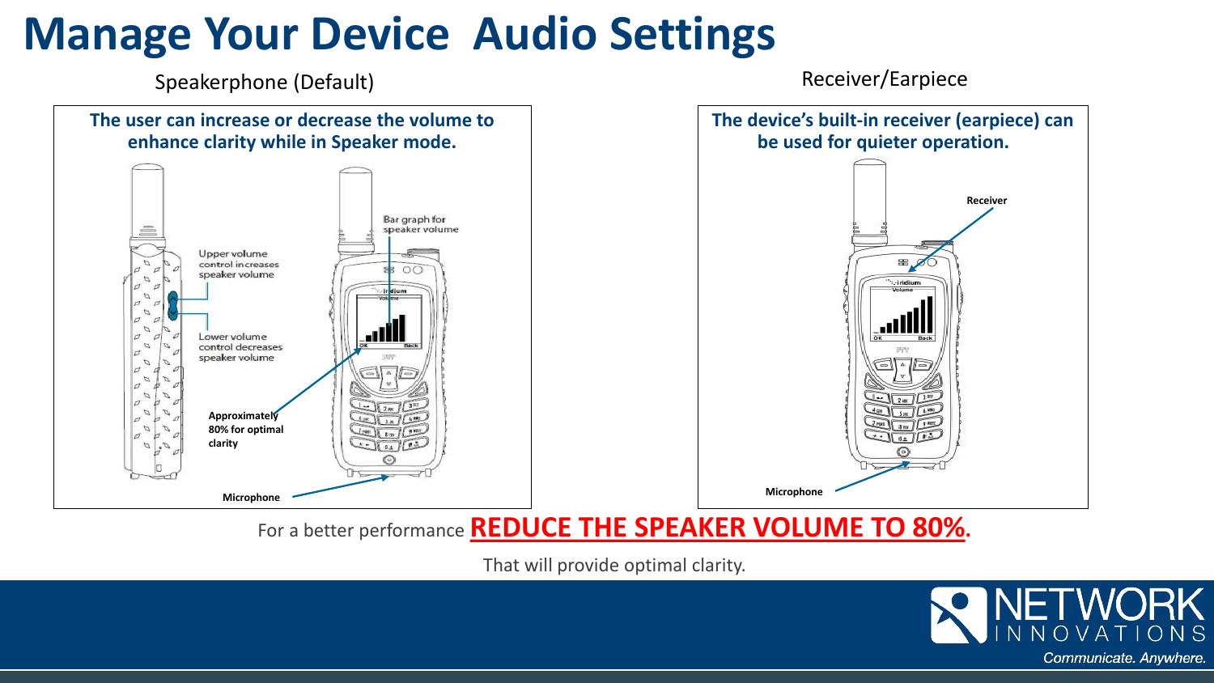# Manage Your Device Audio Settings

## Speakerphone (Default)

**The user can increase or decrease the volume to enhance clarity while in Speaker mode.**

Upper volume control increases speaker volume

Lower volume control decreases speaker volume

Bar graph for speaker volume

**Approximately 80% for optimal clarity**

**Microphone**

## Receiver/Earpiece

**The device's built-in receiver (earpiece) can be used for quieter operation.**

**Receiver**

**Microphone**

For a better performance **REDUCE THE SPEAKER VOLUME TO 80%**.

That will provide optimal clarity.

NETWORK INNOVATIONS

*Communicate. Anywhere.*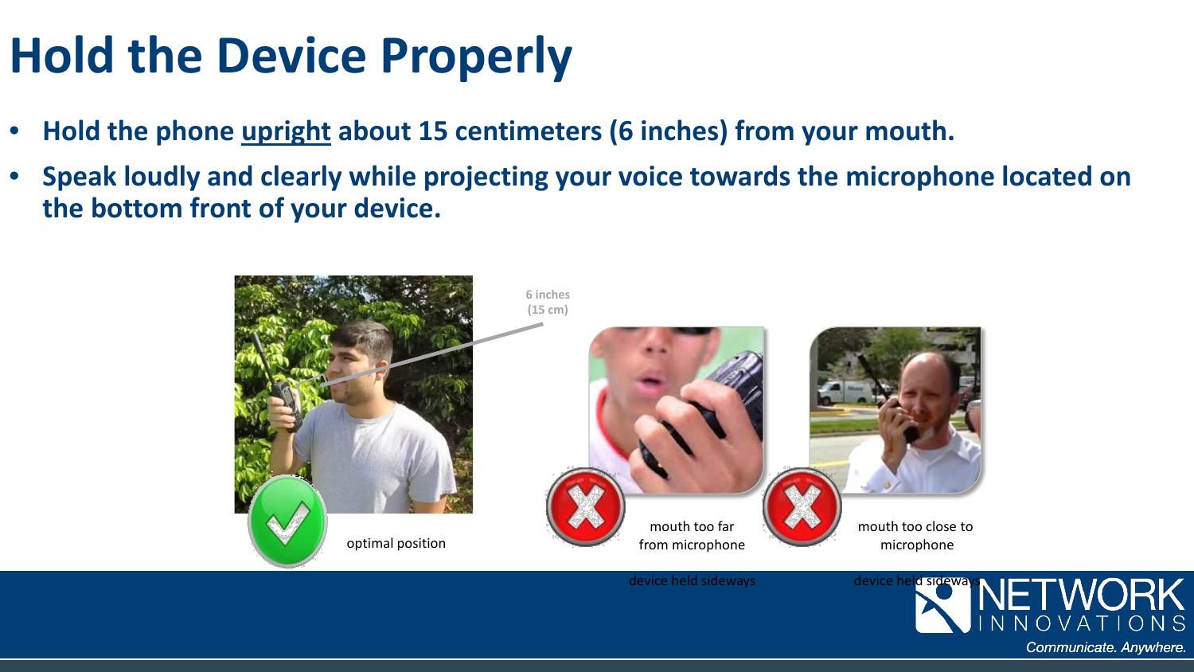# Hold the Device Properly

- **Hold the phone <u>upright</u> about 15 centimeters (6 inches) from your mouth.**
- **Speak loudly and clearly while projecting your voice towards the microphone located on the bottom front of your device.**

6 inches (15 cm)

optimal position

mouth too far from microphone

device held sideways

mouth too close to microphone

device held sideways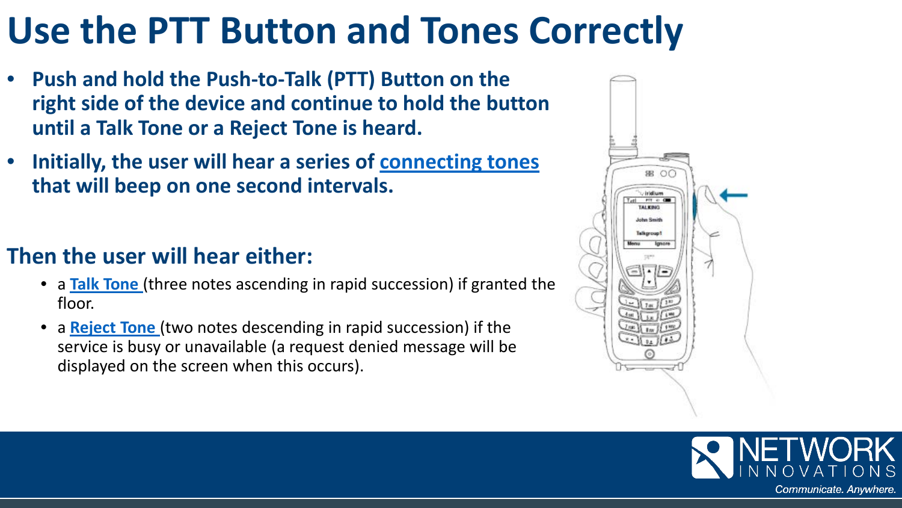# Use the PTT Button and Tones Correctly

- **Push and hold the Push-to-Talk (PTT) Button on the right side of the device and continue to hold the button until a Talk Tone or a Reject Tone is heard.**
- **Initially, the user will hear a series of connecting tones that will beep on one second intervals.**

## Then the user will hear either:

- a **Talk Tone** (three notes ascending in rapid succession) if granted the floor.
- a **Reject Tone** (two notes descending in rapid succession) if the service is busy or unavailable (a request denied message will be displayed on the screen when this occurs).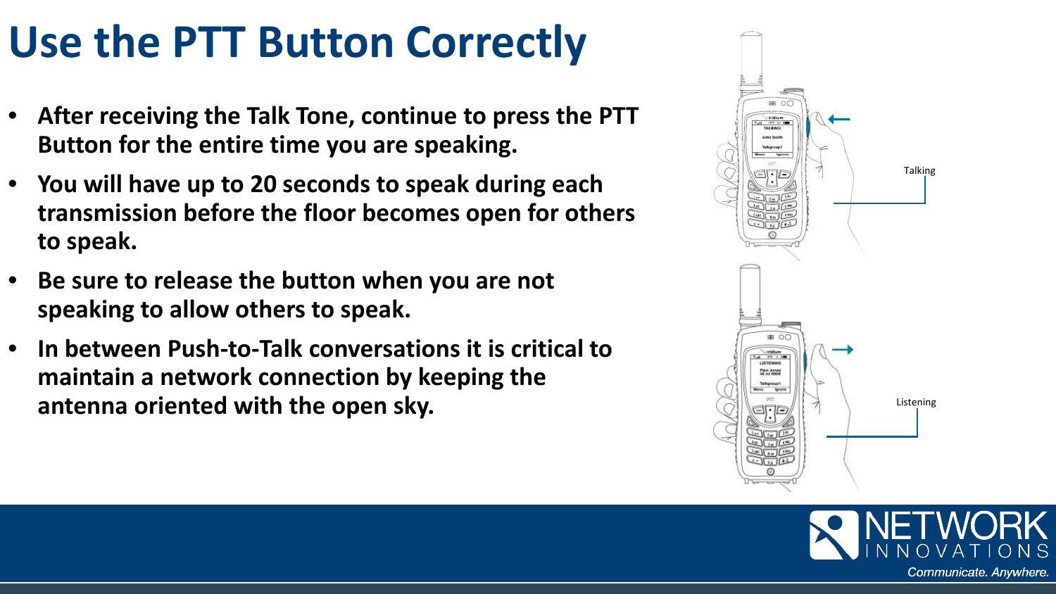# Use the PTT Button Correctly

- **After receiving the Talk Tone, continue to press the PTT Button for the entire time you are speaking.**
- **You will have up to 20 seconds to speak during each transmission before the floor becomes open for others to speak.**
- **Be sure to release the button when you are not speaking to allow others to speak.**
- **In between Push-to-Talk conversations it is critical to maintain a network connection by keeping the antenna oriented with the open sky.**

Talking

Listening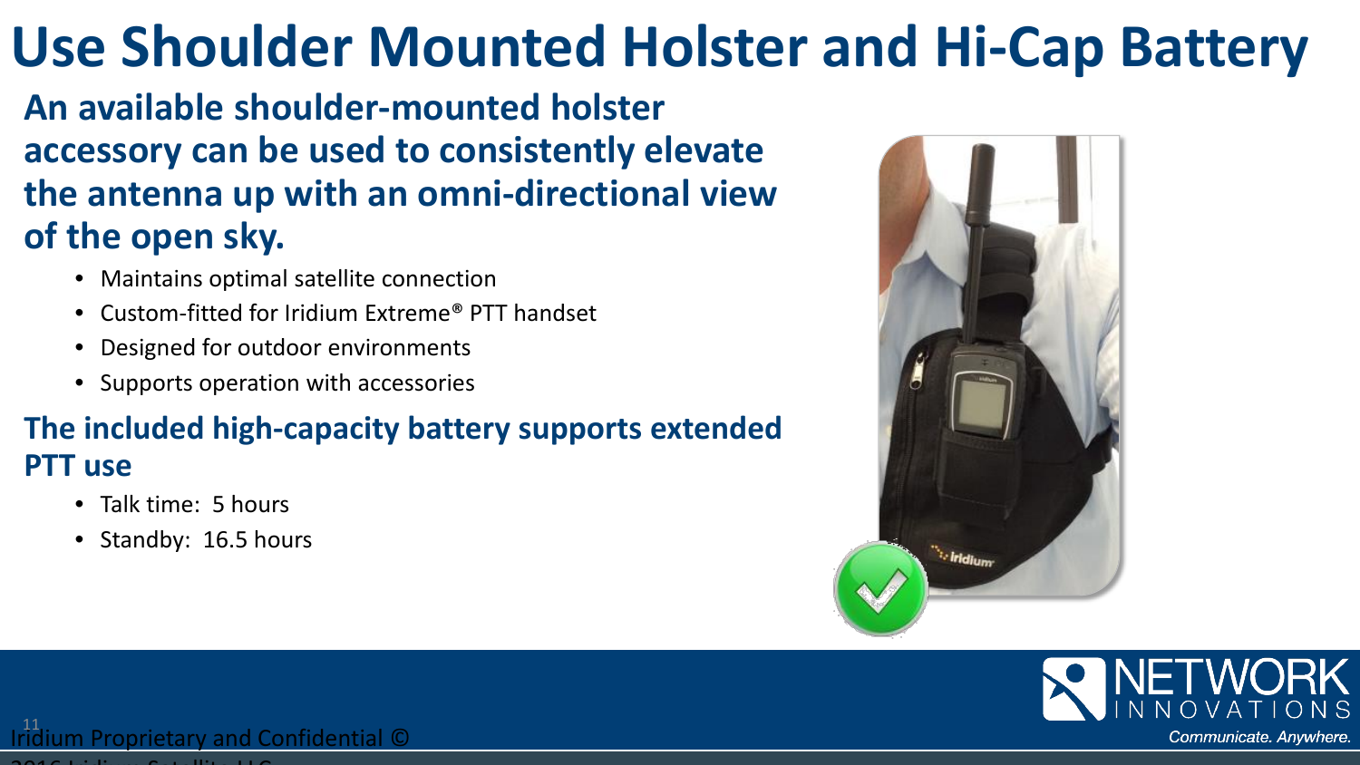# Use Shoulder Mounted Holster and Hi-Cap Battery

**An available shoulder-mounted holster accessory can be used to consistently elevate the antenna up with an omni-directional view of the open sky.**

- Maintains optimal satellite connection
- Custom-fitted for Iridium Extreme® PTT handset
- Designed for outdoor environments
- Supports operation with accessories

**The included high-capacity battery supports extended PTT use**

- Talk time: 5 hours
- Standby: 16.5 hours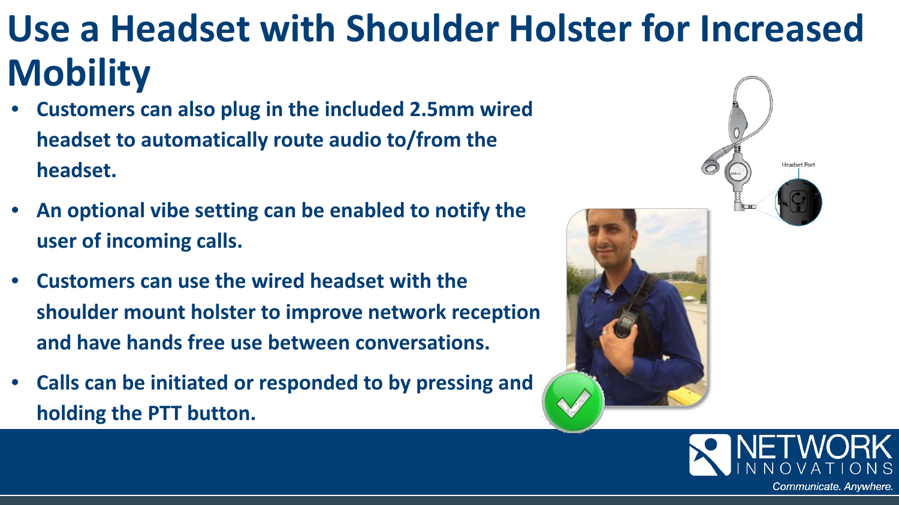# Use a Headset with Shoulder Holster for Increased Mobility

- **Customers can also plug in the included 2.5mm wired headset to automatically route audio to/from the headset.**
- **An optional vibe setting can be enabled to notify the user of incoming calls.**
- **Customers can use the wired headset with the shoulder mount holster to improve network reception and have hands free use between conversations.**
- **Calls can be initiated or responded to by pressing and holding the PTT button.**

Headset Port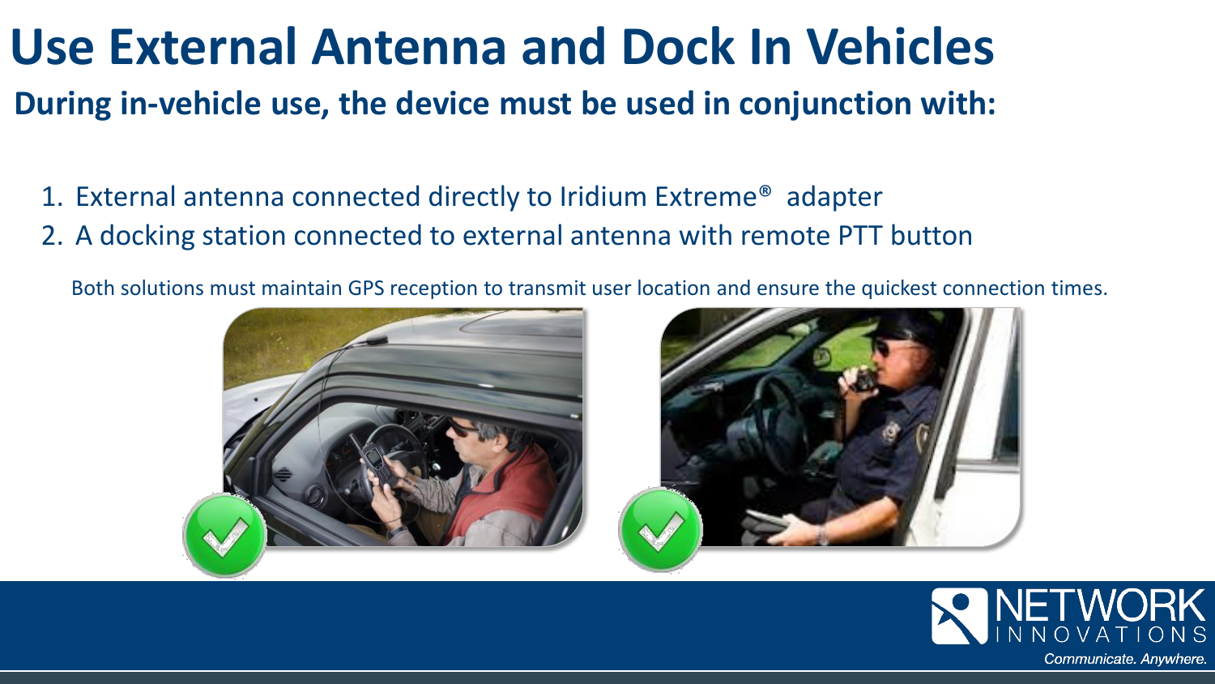# Use External Antenna and Dock In Vehicles

**During in-vehicle use, the device must be used in conjunction with:**

1. External antenna connected directly to Iridium Extreme® adapter
2. A docking station connected to external antenna with remote PTT button

Both solutions must maintain GPS reception to transmit user location and ensure the quickest connection times.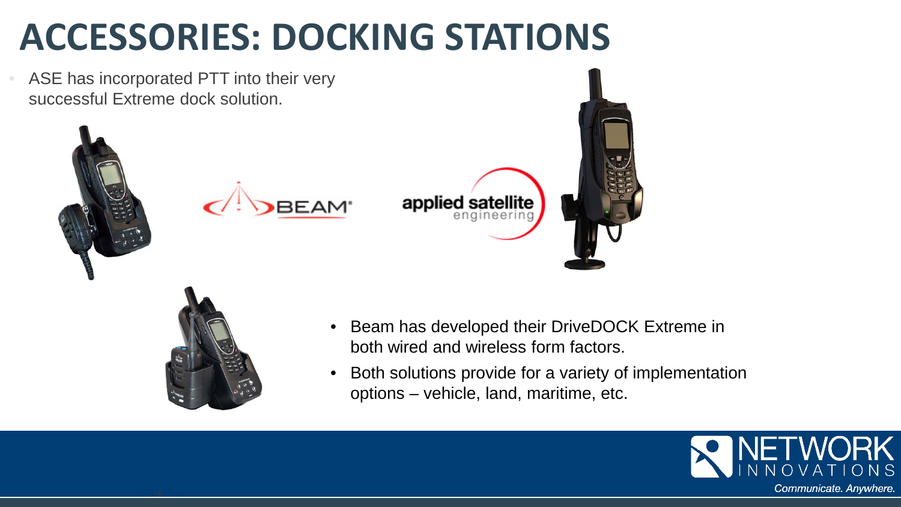# ACCESSORIES: DOCKING STATIONS

- ASE has incorporated PTT into their very successful Extreme dock solution.

- Beam has developed their DriveDOCK Extreme in both wired and wireless form factors.
- Both solutions provide for a variety of implementation options – vehicle, land, maritime, etc.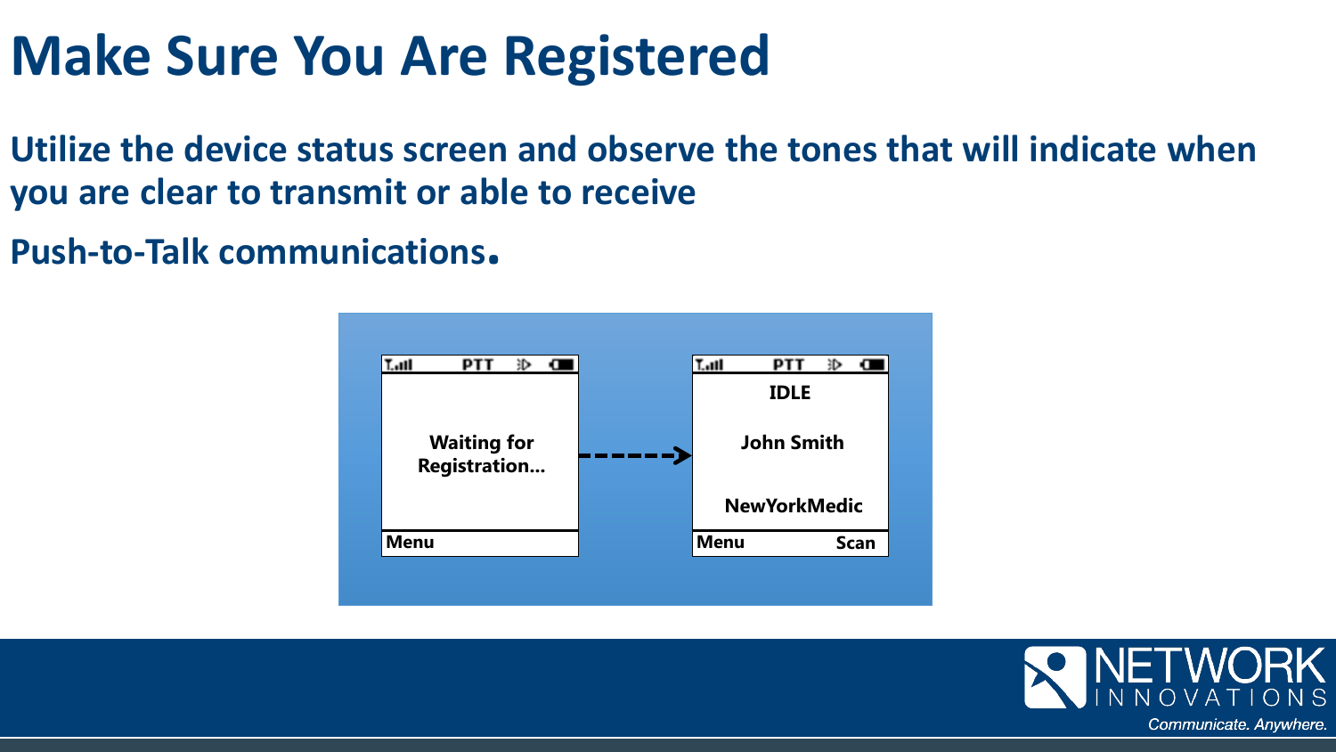# Make Sure You Are Registered

**Utilize the device status screen and observe the tones that will indicate when you are clear to transmit or able to receive**

**Push-to-Talk communications.**

PTT

Waiting for Registration...

Menu

PTT

IDLE

John Smith

NewYorkMedic

Menu

Scan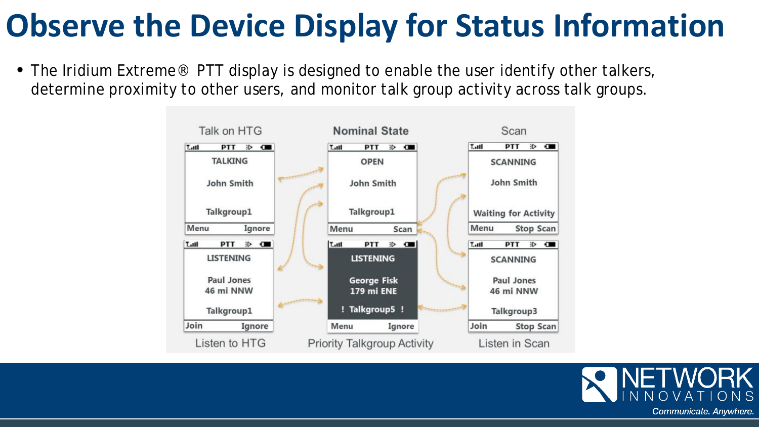# Observe the Device Display for Status Information

- The Iridium Extreme® PTT display is designed to enable the user identify other talkers, determine proximity to other users, and monitor talk group activity across talk groups.

Talk on HTG

PTT

TALKING

John Smith

Talkgroup1

Menu Ignore

Listen to HTG

PTT

LISTENING

Paul Jones
46 mi NNW

Talkgroup1

Join Ignore

Nominal State

PTT

OPEN

John Smith

Talkgroup1

Menu Scan

Priority Talkgroup Activity

PTT

LISTENING

George Fisk
179 mi ENE

! Talkgroup5 !

Menu Ignore

Scan

PTT

SCANNING

John Smith

Waiting for Activity

Menu Stop Scan

Listen in Scan

PTT

SCANNING

Paul Jones
46 mi NNW

Talkgroup3

Join Stop Scan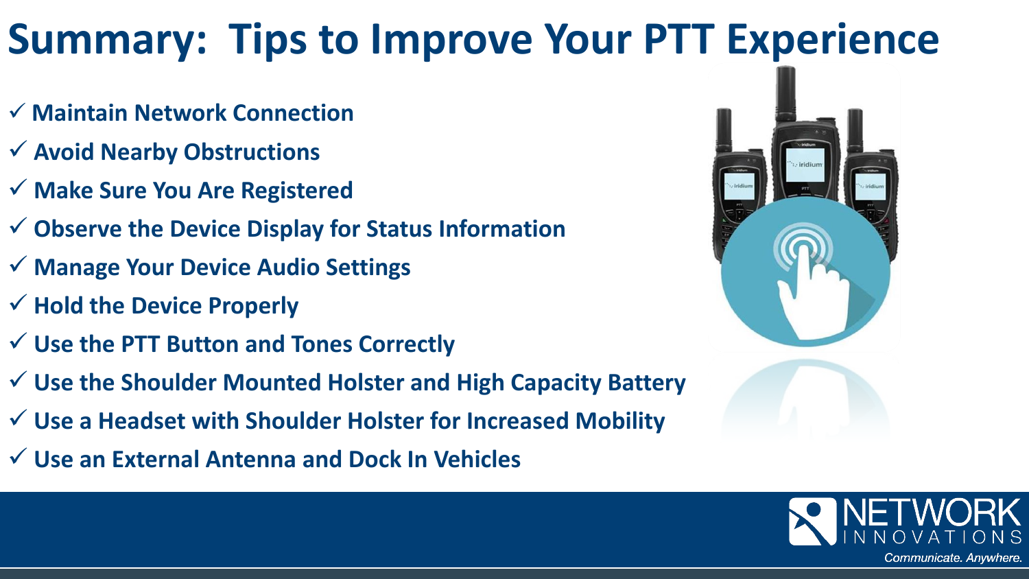# Summary: Tips to Improve Your PTT Experience

- ✓ Maintain Network Connection
- ✓ Avoid Nearby Obstructions
- ✓ Make Sure You Are Registered
- ✓ Observe the Device Display for Status Information
- ✓ Manage Your Device Audio Settings
- ✓ Hold the Device Properly
- ✓ Use the PTT Button and Tones Correctly
- ✓ Use the Shoulder Mounted Holster and High Capacity Battery
- ✓ Use a Headset with Shoulder Holster for Increased Mobility
- ✓ Use an External Antenna and Dock In Vehicles